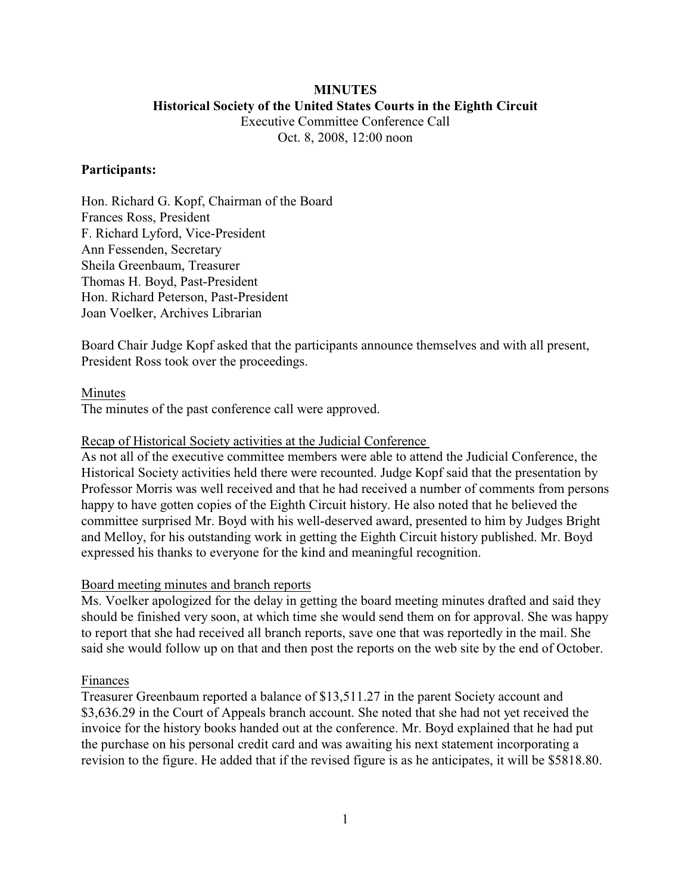# MINUTES

## Historical Society of the United States Courts in the Eighth Circuit

Executive Committee Conference Call

Oct. 8, 2008, 12:00 noon

**Participants:**

Hon. Richard G. Kopf, Chairman of the Board
Frances Ross, President
F. Richard Lyford, Vice-President
Ann Fessenden, Secretary
Sheila Greenbaum, Treasurer
Thomas H. Boyd, Past-President
Hon. Richard Peterson, Past-President
Joan Voelker, Archives Librarian

Board Chair Judge Kopf asked that the participants announce themselves and with all present, President Ross took over the proceedings.

Minutes

The minutes of the past conference call were approved.

Recap of Historical Society activities at the Judicial Conference

As not all of the executive committee members were able to attend the Judicial Conference, the Historical Society activities held there were recounted. Judge Kopf said that the presentation by Professor Morris was well received and that he had received a number of comments from persons happy to have gotten copies of the Eighth Circuit history. He also noted that he believed the committee surprised Mr. Boyd with his well-deserved award, presented to him by Judges Bright and Melloy, for his outstanding work in getting the Eighth Circuit history published. Mr. Boyd expressed his thanks to everyone for the kind and meaningful recognition.

Board meeting minutes and branch reports

Ms. Voelker apologized for the delay in getting the board meeting minutes drafted and said they should be finished very soon, at which time she would send them on for approval. She was happy to report that she had received all branch reports, save one that was reportedly in the mail. She said she would follow up on that and then post the reports on the web site by the end of October.

Finances

Treasurer Greenbaum reported a balance of $13,511.27 in the parent Society account and $3,636.29 in the Court of Appeals branch account. She noted that she had not yet received the invoice for the history books handed out at the conference. Mr. Boyd explained that he had put the purchase on his personal credit card and was awaiting his next statement incorporating a revision to the figure. He added that if the revised figure is as he anticipates, it will be $5818.80.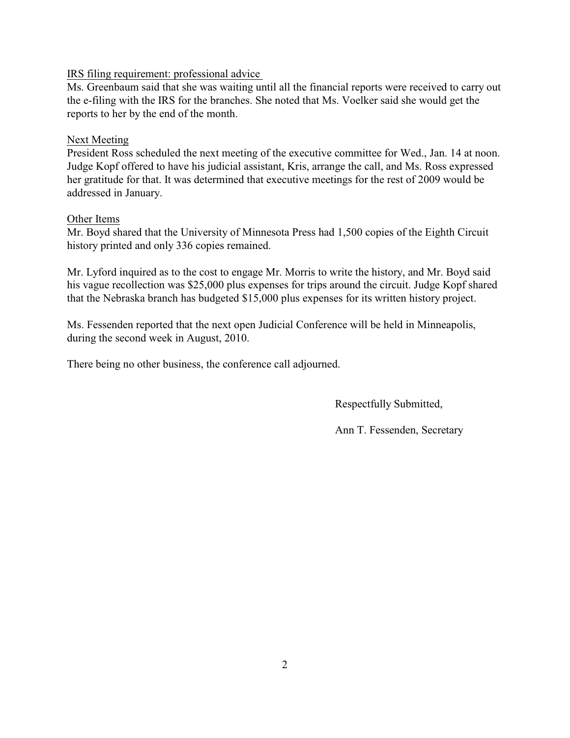<u>IRS filing requirement: professional advice</u>

Ms. Greenbaum said that she was waiting until all the financial reports were received to carry out the e-filing with the IRS for the branches. She noted that Ms. Voelker said she would get the reports to her by the end of the month.

<u>Next Meeting</u>

President Ross scheduled the next meeting of the executive committee for Wed., Jan. 14 at noon. Judge Kopf offered to have his judicial assistant, Kris, arrange the call, and Ms. Ross expressed her gratitude for that. It was determined that executive meetings for the rest of 2009 would be addressed in January.

<u>Other Items</u>

Mr. Boyd shared that the University of Minnesota Press had 1,500 copies of the Eighth Circuit history printed and only 336 copies remained.

Mr. Lyford inquired as to the cost to engage Mr. Morris to write the history, and Mr. Boyd said his vague recollection was $25,000 plus expenses for trips around the circuit. Judge Kopf shared that the Nebraska branch has budgeted $15,000 plus expenses for its written history project.

Ms. Fessenden reported that the next open Judicial Conference will be held in Minneapolis, during the second week in August, 2010.

There being no other business, the conference call adjourned.

Respectfully Submitted,

Ann T. Fessenden, Secretary